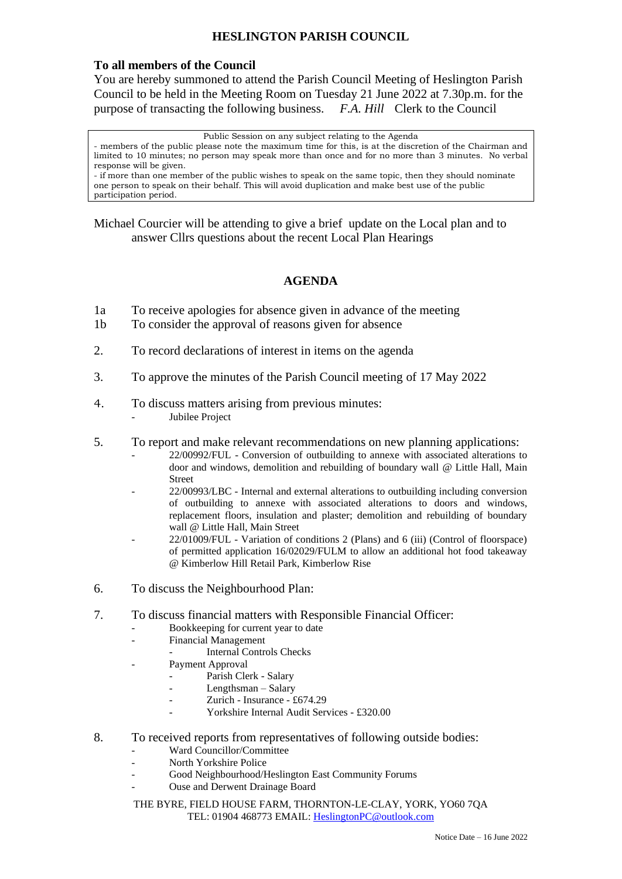# HESLINGTON PARISH COUNCIL

**To all members of the Council**

You are hereby summoned to attend the Parish Council Meeting of Heslington Parish Council to be held in the Meeting Room on Tuesday 21 June 2022 at 7.30p.m. for the purpose of transacting the following business. *F.A. Hill* Clerk to the Council

> Public Session on any subject relating to the Agenda
> - members of the public please note the maximum time for this, is at the discretion of the Chairman and limited to 10 minutes; no person may speak more than once and for no more than 3 minutes. No verbal response will be given.
> - if more than one member of the public wishes to speak on the same topic, then they should nominate one person to speak on their behalf. This will avoid duplication and make best use of the public participation period.

Michael Courcier will be attending to give a brief update on the Local plan and to answer Cllrs questions about the recent Local Plan Hearings

## AGENDA

1a To receive apologies for absence given in advance of the meeting

1b To consider the approval of reasons given for absence

2. To record declarations of interest in items on the agenda

3. To approve the minutes of the Parish Council meeting of 17 May 2022

4. To discuss matters arising from previous minutes:
   - Jubilee Project

5. To report and make relevant recommendations on new planning applications:
   - 22/00992/FUL - Conversion of outbuilding to annexe with associated alterations to door and windows, demolition and rebuilding of boundary wall @ Little Hall, Main Street
   - 22/00993/LBC - Internal and external alterations to outbuilding including conversion of outbuilding to annexe with associated alterations to doors and windows, replacement floors, insulation and plaster; demolition and rebuilding of boundary wall @ Little Hall, Main Street
   - 22/01009/FUL - Variation of conditions 2 (Plans) and 6 (iii) (Control of floorspace) of permitted application 16/02029/FULM to allow an additional hot food takeaway @ Kimberlow Hill Retail Park, Kimberlow Rise

6. To discuss the Neighbourhood Plan:

7. To discuss financial matters with Responsible Financial Officer:
   - Bookkeeping for current year to date
   - Financial Management
     - Internal Controls Checks
   - Payment Approval
     - Parish Clerk - Salary
     - Lengthsman – Salary
     - Zurich - Insurance - £674.29
     - Yorkshire Internal Audit Services - £320.00

8. To received reports from representatives of following outside bodies:
   - Ward Councillor/Committee
   - North Yorkshire Police
   - Good Neighbourhood/Heslington East Community Forums
   - Ouse and Derwent Drainage Board

THE BYRE, FIELD HOUSE FARM, THORNTON-LE-CLAY, YORK, YO60 7QA
TEL: 01904 468773 EMAIL: HeslingtonPC@outlook.com

Notice Date – 16 June 2022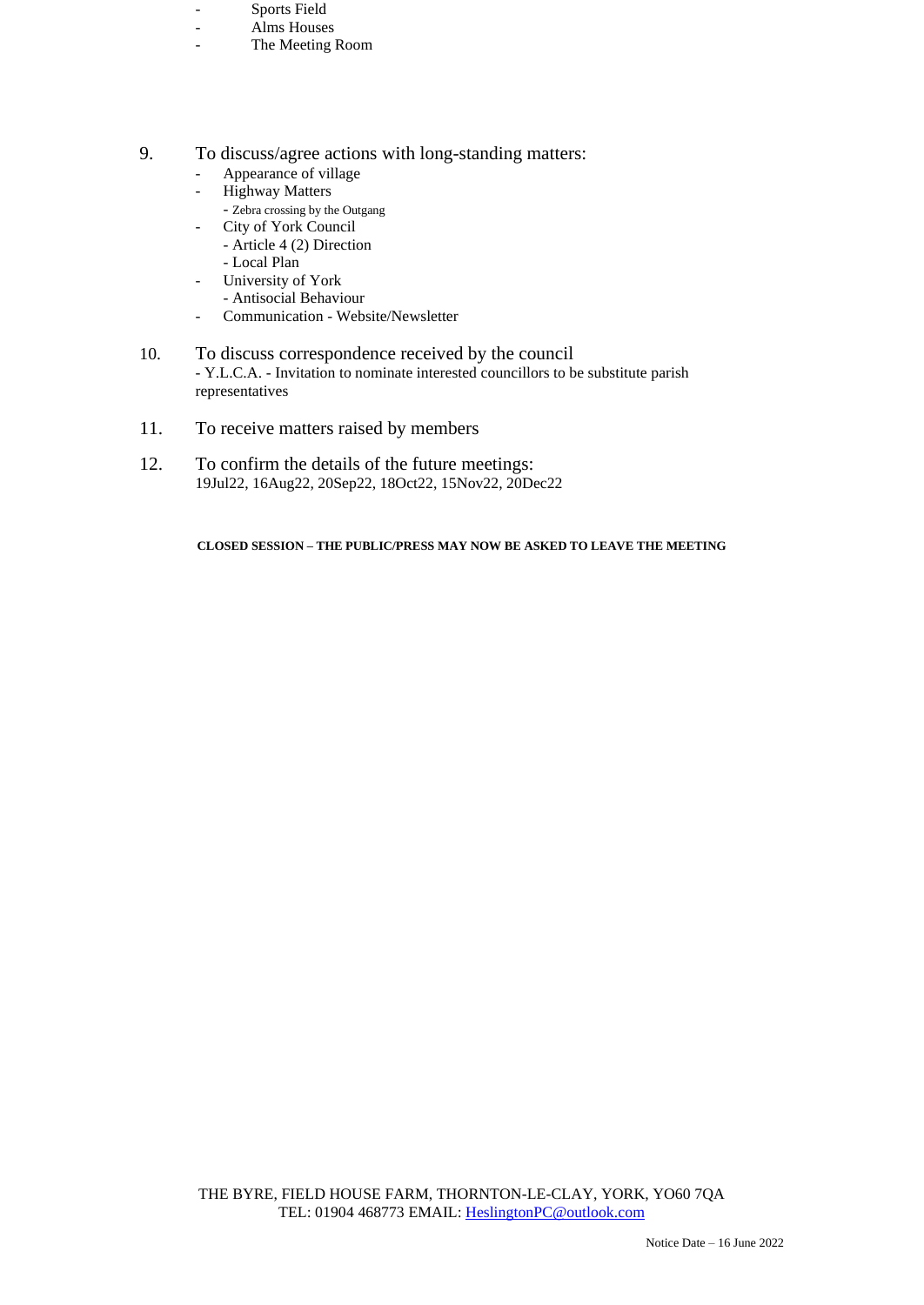- Sports Field
- Alms Houses
- The Meeting Room

9. To discuss/agree actions with long-standing matters:
   - Appearance of village
   - Highway Matters
     - Zebra crossing by the Outgang
   - City of York Council
     - Article 4 (2) Direction
     - Local Plan
   - University of York
     - Antisocial Behaviour
   - Communication - Website/Newsletter

10. To discuss correspondence received by the council
    - Y.L.C.A. - Invitation to nominate interested councillors to be substitute parish representatives

11. To receive matters raised by members

12. To confirm the details of the future meetings:
    19Jul22, 16Aug22, 20Sep22, 18Oct22, 15Nov22, 20Dec22

**CLOSED SESSION – THE PUBLIC/PRESS MAY NOW BE ASKED TO LEAVE THE MEETING**

THE BYRE, FIELD HOUSE FARM, THORNTON-LE-CLAY, YORK, YO60 7QA
TEL: 01904 468773 EMAIL: HeslingtonPC@outlook.com

Notice Date – 16 June 2022